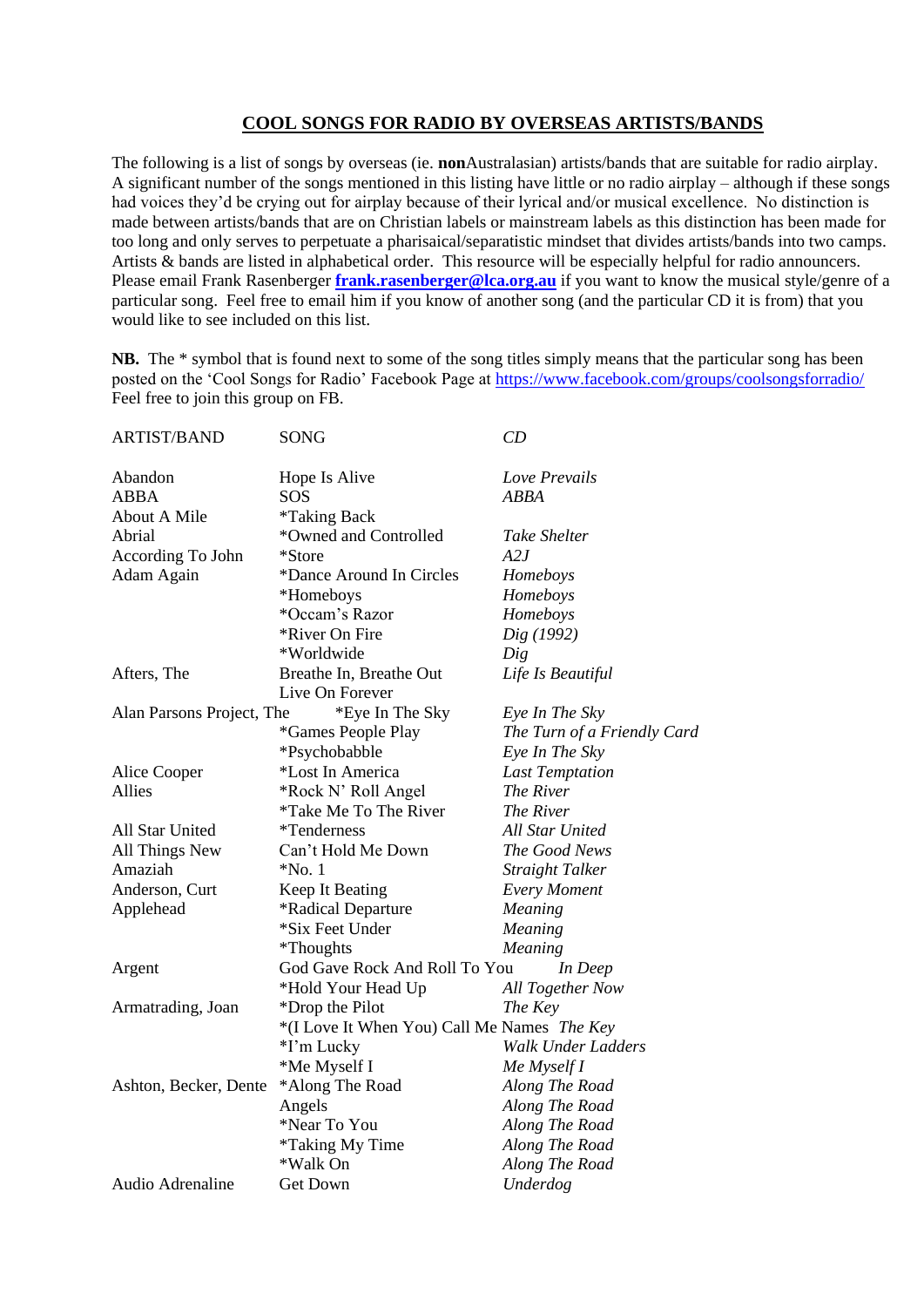## COOL SONGS FOR RADIO BY OVERSEAS ARTISTS/BANDS

The following is a list of songs by overseas (ie. **non**Australasian) artists/bands that are suitable for radio airplay. A significant number of the songs mentioned in this listing have little or no radio airplay – although if these songs had voices they'd be crying out for airplay because of their lyrical and/or musical excellence. No distinction is made between artists/bands that are on Christian labels or mainstream labels as this distinction has been made for too long and only serves to perpetuate a pharisaical/separatistic mindset that divides artists/bands into two camps. Artists & bands are listed in alphabetical order. This resource will be especially helpful for radio announcers. Please email Frank Rasenberger **frank.rasenberger@lca.org.au** if you want to know the musical style/genre of a particular song. Feel free to email him if you know of another song (and the particular CD it is from) that you would like to see included on this list.

**NB.** The * symbol that is found next to some of the song titles simply means that the particular song has been posted on the 'Cool Songs for Radio' Facebook Page at https://www.facebook.com/groups/coolsongsforradio/ Feel free to join this group on FB.

| ARTIST/BAND | SONG | *CD* |
|---|---|---|
| Abandon | Hope Is Alive | *Love Prevails* |
| ABBA | SOS | *ABBA* |
| About A Mile | *Taking Back | |
| Abrial | *Owned and Controlled | *Take Shelter* |
| According To John | *Store | *A2J* |
| Adam Again | *Dance Around In Circles | *Homeboys* |
| | *Homeboys | *Homeboys* |
| | *Occam's Razor | *Homeboys* |
| | *River On Fire | *Dig (1992)* |
| | *Worldwide | *Dig* |
| Afters, The | Breathe In, Breathe Out | *Life Is Beautiful* |
| | Live On Forever | |
| Alan Parsons Project, The | *Eye In The Sky | *Eye In The Sky* |
| | *Games People Play | *The Turn of a Friendly Card* |
| | *Psychobabble | *Eye In The Sky* |
| Alice Cooper | *Lost In America | *Last Temptation* |
| Allies | *Rock N' Roll Angel | *The River* |
| | *Take Me To The River | *The River* |
| All Star United | *Tenderness | *All Star United* |
| All Things New | Can't Hold Me Down | *The Good News* |
| Amaziah | *No. 1 | *Straight Talker* |
| Anderson, Curt | Keep It Beating | *Every Moment* |
| Applehead | *Radical Departure | *Meaning* |
| | *Six Feet Under | *Meaning* |
| | *Thoughts | *Meaning* |
| Argent | God Gave Rock And Roll To You | *In Deep* |
| | *Hold Your Head Up | *All Together Now* |
| Armatrading, Joan | *Drop the Pilot | *The Key* |
| | *(I Love It When You) Call Me Names | *The Key* |
| | *I'm Lucky | *Walk Under Ladders* |
| | *Me Myself I | *Me Myself I* |
| Ashton, Becker, Dente | *Along The Road | *Along The Road* |
| | Angels | *Along The Road* |
| | *Near To You | *Along The Road* |
| | *Taking My Time | *Along The Road* |
| | *Walk On | *Along The Road* |
| Audio Adrenaline | Get Down | *Underdog* |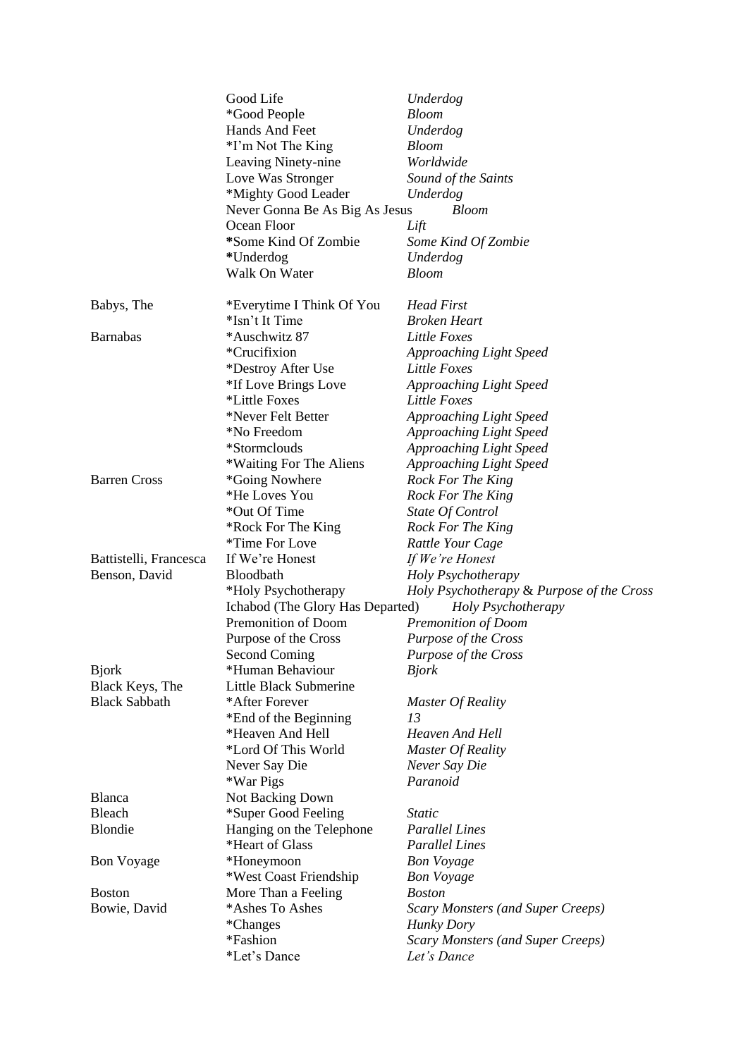| Artist | Song | Album |
|---|---|---|
| | Good Life | *Underdog* |
| | *Good People | *Bloom* |
| | Hands And Feet | *Underdog* |
| | *I'm Not The King | *Bloom* |
| | Leaving Ninety-nine | *Worldwide* |
| | Love Was Stronger | *Sound of the Saints* |
| | *Mighty Good Leader | *Underdog* |
| | Never Gonna Be As Big As Jesus | *Bloom* |
| | Ocean Floor | *Lift* |
| | **\***Some Kind Of Zombie | *Some Kind Of Zombie* |
| | **\***Underdog | *Underdog* |
| | Walk On Water | *Bloom* |
| Babys, The | *Everytime I Think Of You | *Head First* |
| | *Isn't It Time | *Broken Heart* |
| Barnabas | *Auschwitz 87 | *Little Foxes* |
| | *Crucifixion | *Approaching Light Speed* |
| | *Destroy After Use | *Little Foxes* |
| | *If Love Brings Love | *Approaching Light Speed* |
| | *Little Foxes | *Little Foxes* |
| | *Never Felt Better | *Approaching Light Speed* |
| | *No Freedom | *Approaching Light Speed* |
| | *Stormclouds | *Approaching Light Speed* |
| | *Waiting For The Aliens | *Approaching Light Speed* |
| Barren Cross | *Going Nowhere | *Rock For The King* |
| | *He Loves You | *Rock For The King* |
| | *Out Of Time | *State Of Control* |
| | *Rock For The King | *Rock For The King* |
| | *Time For Love | *Rattle Your Cage* |
| Battistelli, Francesca | If We're Honest | *If We're Honest* |
| Benson, David | Bloodbath | *Holy Psychotherapy* |
| | *Holy Psychotherapy | *Holy Psychotherapy* & *Purpose of the Cross* |
| | Ichabod (The Glory Has Departed) | *Holy Psychotherapy* |
| | Premonition of Doom | *Premonition of Doom* |
| | Purpose of the Cross | *Purpose of the Cross* |
| | Second Coming | *Purpose of the Cross* |
| Bjork | *Human Behaviour | *Bjork* |
| Black Keys, The | Little Black Submerine | |
| Black Sabbath | *After Forever | *Master Of Reality* |
| | *End of the Beginning | *13* |
| | *Heaven And Hell | *Heaven And Hell* |
| | *Lord Of This World | *Master Of Reality* |
| | Never Say Die | *Never Say Die* |
| | *War Pigs | *Paranoid* |
| Blanca | Not Backing Down | |
| Bleach | *Super Good Feeling | *Static* |
| Blondie | Hanging on the Telephone | *Parallel Lines* |
| | *Heart of Glass | *Parallel Lines* |
| Bon Voyage | *Honeymoon | *Bon Voyage* |
| | *West Coast Friendship | *Bon Voyage* |
| Boston | More Than a Feeling | *Boston* |
| Bowie, David | *Ashes To Ashes | *Scary Monsters (and Super Creeps)* |
| | *Changes | *Hunky Dory* |
| | *Fashion | *Scary Monsters (and Super Creeps)* |
| | *Let's Dance | *Let's Dance* |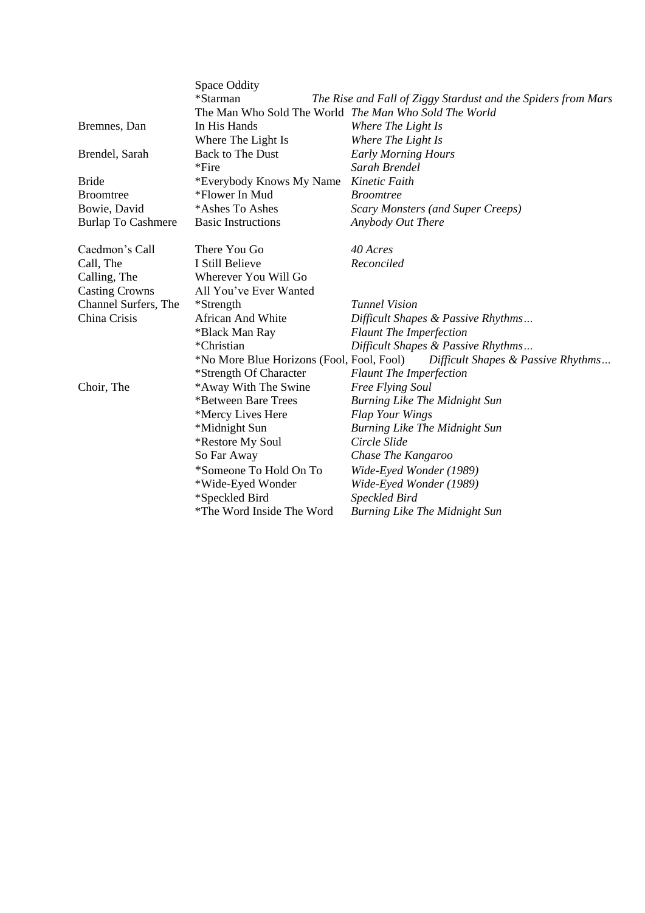| Artist | Song | Album |
|---|---|---|
| | Space Oddity | |
| | *Starman | *The Rise and Fall of Ziggy Stardust and the Spiders from Mars* |
| | The Man Who Sold The World | *The Man Who Sold The World* |
| Bremnes, Dan | In His Hands | *Where The Light Is* |
| | Where The Light Is | *Where The Light Is* |
| Brendel, Sarah | Back to The Dust | *Early Morning Hours* |
| | *Fire | *Sarah Brendel* |
| Bride | *Everybody Knows My Name | *Kinetic Faith* |
| Broomtree | *Flower In Mud | *Broomtree* |
| Bowie, David | *Ashes To Ashes | *Scary Monsters (and Super Creeps)* |
| Burlap To Cashmere | Basic Instructions | *Anybody Out There* |
| | | |
| Caedmon's Call | There You Go | *40 Acres* |
| Call, The | I Still Believe | *Reconciled* |
| Calling, The | Wherever You Will Go | |
| Casting Crowns | All You've Ever Wanted | |
| Channel Surfers, The | *Strength | *Tunnel Vision* |
| China Crisis | African And White | *Difficult Shapes & Passive Rhythms…* |
| | *Black Man Ray | *Flaunt The Imperfection* |
| | *Christian | *Difficult Shapes & Passive Rhythms…* |
| | *No More Blue Horizons (Fool, Fool, Fool) | *Difficult Shapes & Passive Rhythms…* |
| | *Strength Of Character | *Flaunt The Imperfection* |
| Choir, The | *Away With The Swine | *Free Flying Soul* |
| | *Between Bare Trees | *Burning Like The Midnight Sun* |
| | *Mercy Lives Here | *Flap Your Wings* |
| | *Midnight Sun | *Burning Like The Midnight Sun* |
| | *Restore My Soul | *Circle Slide* |
| | So Far Away | *Chase The Kangaroo* |
| | *Someone To Hold On To | *Wide-Eyed Wonder (1989)* |
| | *Wide-Eyed Wonder | *Wide-Eyed Wonder (1989)* |
| | *Speckled Bird | *Speckled Bird* |
| | *The Word Inside The Word | *Burning Like The Midnight Sun* |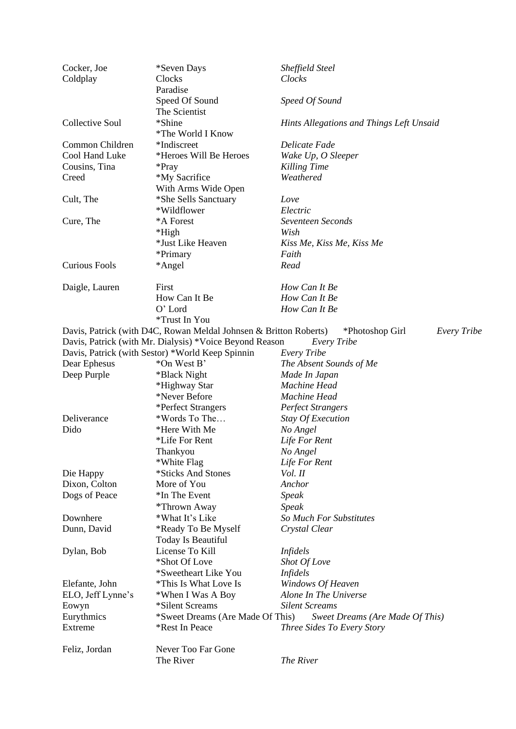| Artist | Song | Album |
|---|---|---|
| Cocker, Joe | *Seven Days | *Sheffield Steel* |
| Coldplay | Clocks | *Clocks* |
| | Paradise | |
| | Speed Of Sound | *Speed Of Sound* |
| | The Scientist | |
| Collective Soul | *Shine | *Hints Allegations and Things Left Unsaid* |
| | *The World I Know | |
| Common Children | *Indiscreet | *Delicate Fade* |
| Cool Hand Luke | *Heroes Will Be Heroes | *Wake Up, O Sleeper* |
| Cousins, Tina | *Pray | *Killing Time* |
| Creed | *My Sacrifice | *Weathered* |
| | With Arms Wide Open | |
| Cult, The | *She Sells Sanctuary | *Love* |
| | *Wildflower | *Electric* |
| Cure, The | *A Forest | *Seventeen Seconds* |
| | *High | *Wish* |
| | *Just Like Heaven | *Kiss Me, Kiss Me, Kiss Me* |
| | *Primary | *Faith* |
| Curious Fools | *Angel | *Read* |
| Daigle, Lauren | First | *How Can It Be* |
| | How Can It Be | *How Can It Be* |
| | O' Lord | *How Can It Be* |
| | *Trust In You | |
| Davis, Patrick (with D4C, Rowan Meldal Johnsen & Britton Roberts) | *Photoshop Girl | *Every Tribe* |
| Davis, Patrick (with Mr. Dialysis) | *Voice Beyond Reason | *Every Tribe* |
| Davis, Patrick (with Sestor) | *World Keep Spinnin | *Every Tribe* |
| Dear Ephesus | *On West B' | *The Absent Sounds of Me* |
| Deep Purple | *Black Night | *Made In Japan* |
| | *Highway Star | *Machine Head* |
| | *Never Before | *Machine Head* |
| | *Perfect Strangers | *Perfect Strangers* |
| Deliverance | *Words To The… | *Stay Of Execution* |
| Dido | *Here With Me | *No Angel* |
| | *Life For Rent | *Life For Rent* |
| | Thankyou | *No Angel* |
| | *White Flag | *Life For Rent* |
| Die Happy | *Sticks And Stones | *Vol. II* |
| Dixon, Colton | More of You | *Anchor* |
| Dogs of Peace | *In The Event | *Speak* |
| | *Thrown Away | *Speak* |
| Downhere | *What It's Like | *So Much For Substitutes* |
| Dunn, David | *Ready To Be Myself | *Crystal Clear* |
| | Today Is Beautiful | |
| Dylan, Bob | License To Kill | *Infidels* |
| | *Shot Of Love | *Shot Of Love* |
| | *Sweetheart Like You | *Infidels* |
| Elefante, John | *This Is What Love Is | *Windows Of Heaven* |
| ELO, Jeff Lynne's | *When I Was A Boy | *Alone In The Universe* |
| Eowyn | *Silent Screams | *Silent Screams* |
| Eurythmics | *Sweet Dreams (Are Made Of This) | *Sweet Dreams (Are Made Of This)* |
| Extreme | *Rest In Peace | *Three Sides To Every Story* |
| Feliz, Jordan | Never Too Far Gone | |
| | The River | *The River* |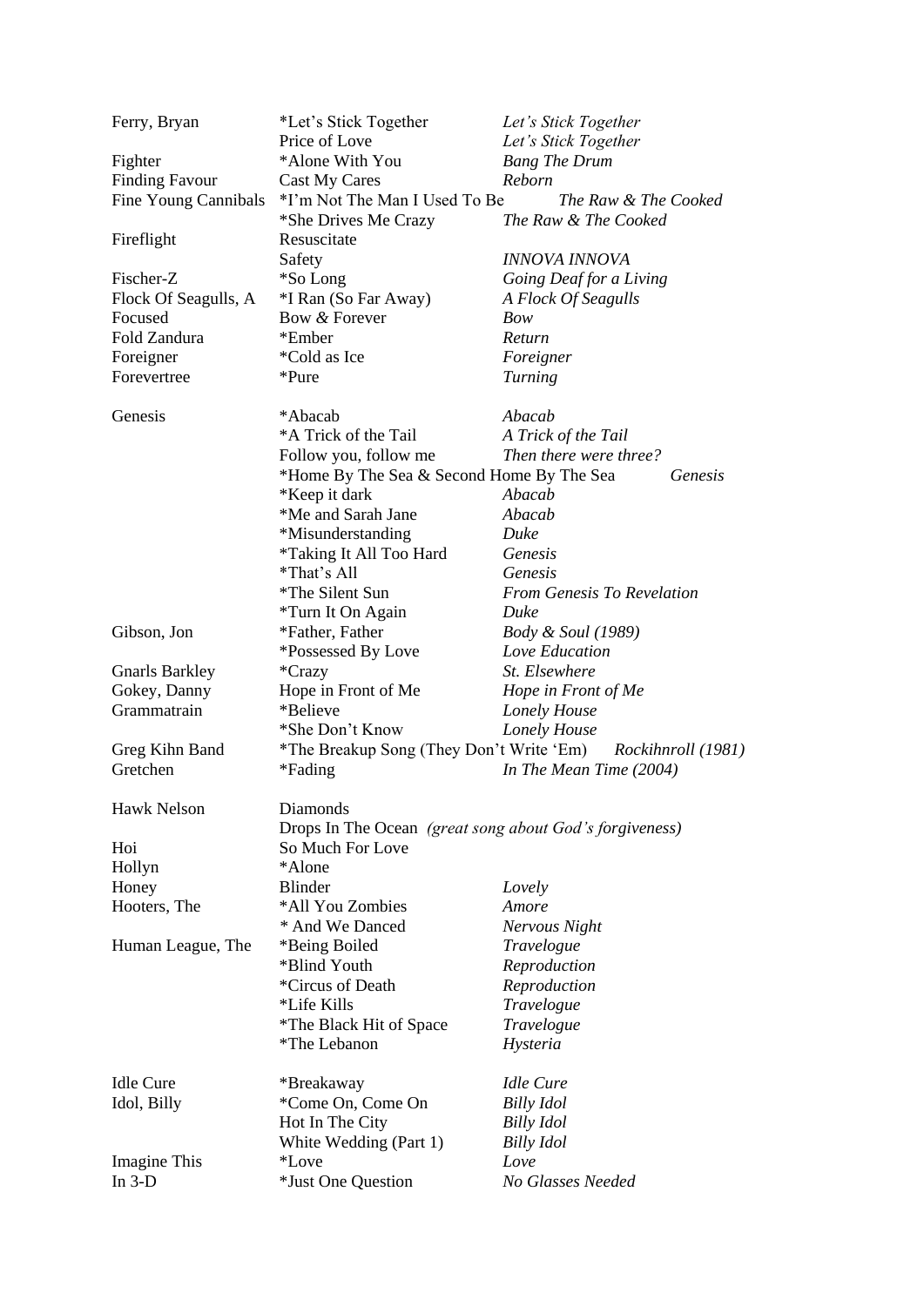| Artist | Song | Album |
|---|---|---|
| Ferry, Bryan | *Let's Stick Together | *Let's Stick Together* |
| | Price of Love | *Let's Stick Together* |
| Fighter | *Alone With You | *Bang The Drum* |
| Finding Favour | Cast My Cares | *Reborn* |
| Fine Young Cannibals | *I'm Not The Man I Used To Be | *The Raw & The Cooked* |
| | *She Drives Me Crazy | *The Raw & The Cooked* |
| Fireflight | Resuscitate | |
| | Safety | *INNOVA INNOVA* |
| Fischer-Z | *So Long | *Going Deaf for a Living* |
| Flock Of Seagulls, A | *I Ran (So Far Away) | *A Flock Of Seagulls* |
| Focused | Bow & Forever | *Bow* |
| Fold Zandura | *Ember | *Return* |
| Foreigner | *Cold as Ice | *Foreigner* |
| Forevertree | *Pure | *Turning* |
| | | |
| Genesis | *Abacab | *Abacab* |
| | *A Trick of the Tail | *A Trick of the Tail* |
| | Follow you, follow me | *Then there were three?* |
| | *Home By The Sea & Second Home By The Sea | *Genesis* |
| | *Keep it dark | *Abacab* |
| | *Me and Sarah Jane | *Abacab* |
| | *Misunderstanding | *Duke* |
| | *Taking It All Too Hard | *Genesis* |
| | *That's All | *Genesis* |
| | *The Silent Sun | *From Genesis To Revelation* |
| | *Turn It On Again | *Duke* |
| Gibson, Jon | *Father, Father | *Body & Soul (1989)* |
| | *Possessed By Love | *Love Education* |
| Gnarls Barkley | *Crazy | *St. Elsewhere* |
| Gokey, Danny | Hope in Front of Me | *Hope in Front of Me* |
| Grammatrain | *Believe | *Lonely House* |
| | *She Don't Know | *Lonely House* |
| Greg Kihn Band | *The Breakup Song (They Don't Write 'Em) | *Rockihnroll (1981)* |
| Gretchen | *Fading | *In The Mean Time (2004)* |
| | | |
| Hawk Nelson | Diamonds | |
| | Drops In The Ocean *(great song about God's forgiveness)* | |
| Hoi | So Much For Love | |
| Hollyn | *Alone | |
| Honey | Blinder | *Lovely* |
| Hooters, The | *All You Zombies | *Amore* |
| | * And We Danced | *Nervous Night* |
| Human League, The | *Being Boiled | *Travelogue* |
| | *Blind Youth | *Reproduction* |
| | *Circus of Death | *Reproduction* |
| | *Life Kills | *Travelogue* |
| | *The Black Hit of Space | *Travelogue* |
| | *The Lebanon | *Hysteria* |
| | | |
| Idle Cure | *Breakaway | *Idle Cure* |
| Idol, Billy | *Come On, Come On | *Billy Idol* |
| | Hot In The City | *Billy Idol* |
| | White Wedding (Part 1) | *Billy Idol* |
| Imagine This | *Love | *Love* |
| In 3-D | *Just One Question | *No Glasses Needed* |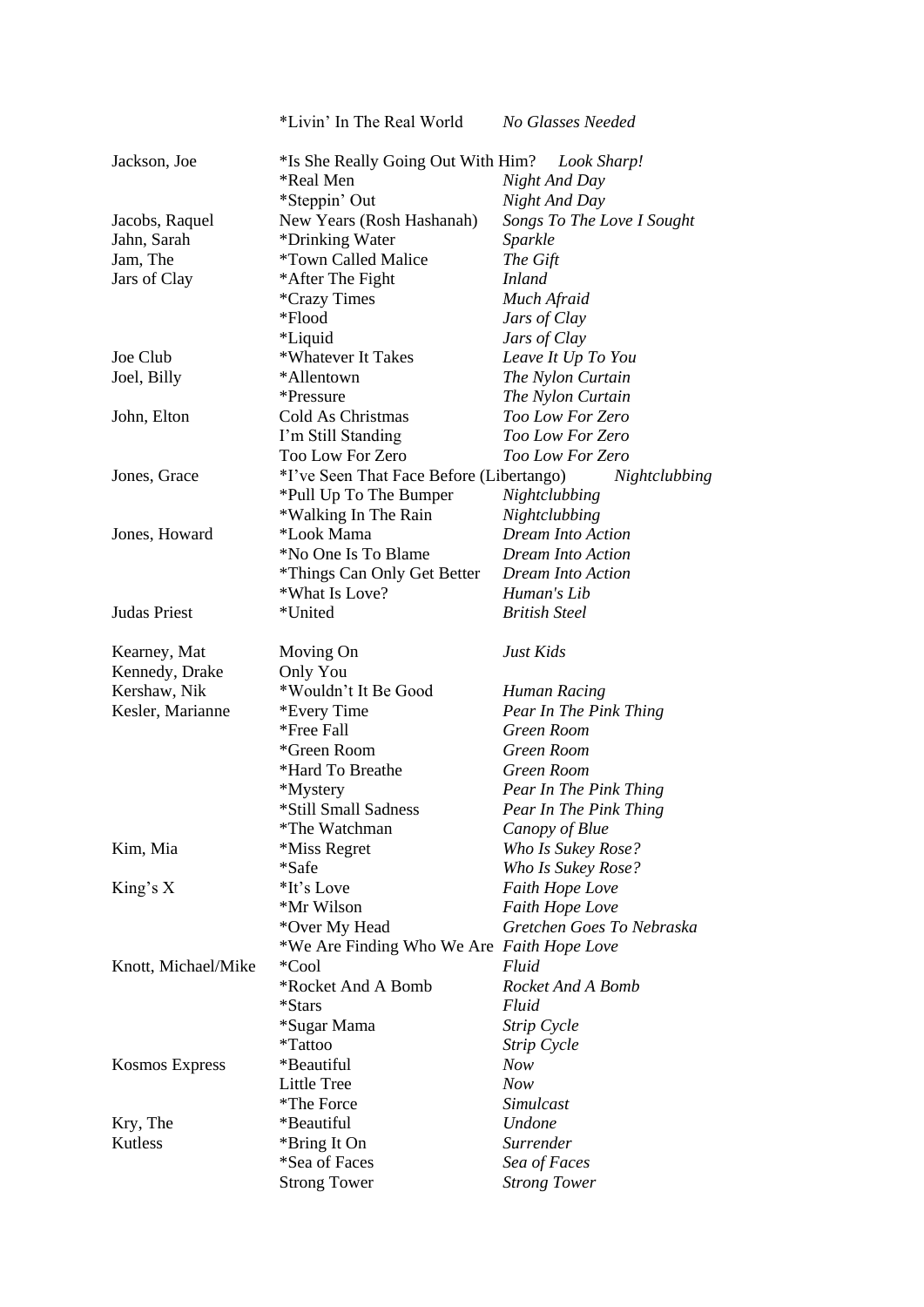| Artist | Song | Album |
|---|---|---|
| | *Livin' In The Real World | *No Glasses Needed* |
| Jackson, Joe | *Is She Really Going Out With Him? | *Look Sharp!* |
| | *Real Men | *Night And Day* |
| | *Steppin' Out | *Night And Day* |
| Jacobs, Raquel | New Years (Rosh Hashanah) | *Songs To The Love I Sought* |
| Jahn, Sarah | *Drinking Water | *Sparkle* |
| Jam, The | *Town Called Malice | *The Gift* |
| Jars of Clay | *After The Fight | *Inland* |
| | *Crazy Times | *Much Afraid* |
| | *Flood | *Jars of Clay* |
| | *Liquid | *Jars of Clay* |
| Joe Club | *Whatever It Takes | *Leave It Up To You* |
| Joel, Billy | *Allentown | *The Nylon Curtain* |
| | *Pressure | *The Nylon Curtain* |
| John, Elton | Cold As Christmas | *Too Low For Zero* |
| | I'm Still Standing | *Too Low For Zero* |
| | Too Low For Zero | *Too Low For Zero* |
| Jones, Grace | *I've Seen That Face Before (Libertango) | *Nightclubbing* |
| | *Pull Up To The Bumper | *Nightclubbing* |
| | *Walking In The Rain | *Nightclubbing* |
| Jones, Howard | *Look Mama | *Dream Into Action* |
| | *No One Is To Blame | *Dream Into Action* |
| | *Things Can Only Get Better | *Dream Into Action* |
| | *What Is Love? | *Human's Lib* |
| Judas Priest | *United | *British Steel* |
| Kearney, Mat | Moving On | *Just Kids* |
| Kennedy, Drake | Only You | |
| Kershaw, Nik | *Wouldn't It Be Good | *Human Racing* |
| Kesler, Marianne | *Every Time | *Pear In The Pink Thing* |
| | *Free Fall | *Green Room* |
| | *Green Room | *Green Room* |
| | *Hard To Breathe | *Green Room* |
| | *Mystery | *Pear In The Pink Thing* |
| | *Still Small Sadness | *Pear In The Pink Thing* |
| | *The Watchman | *Canopy of Blue* |
| Kim, Mia | *Miss Regret | *Who Is Sukey Rose?* |
| | *Safe | *Who Is Sukey Rose?* |
| King's X | *It's Love | *Faith Hope Love* |
| | *Mr Wilson | *Faith Hope Love* |
| | *Over My Head | *Gretchen Goes To Nebraska* |
| | *We Are Finding Who We Are | *Faith Hope Love* |
| Knott, Michael/Mike | *Cool | *Fluid* |
| | *Rocket And A Bomb | *Rocket And A Bomb* |
| | *Stars | *Fluid* |
| | *Sugar Mama | *Strip Cycle* |
| | *Tattoo | *Strip Cycle* |
| Kosmos Express | *Beautiful | *Now* |
| | Little Tree | *Now* |
| | *The Force | *Simulcast* |
| Kry, The | *Beautiful | *Undone* |
| Kutless | *Bring It On | *Surrender* |
| | *Sea of Faces | *Sea of Faces* |
| | Strong Tower | *Strong Tower* |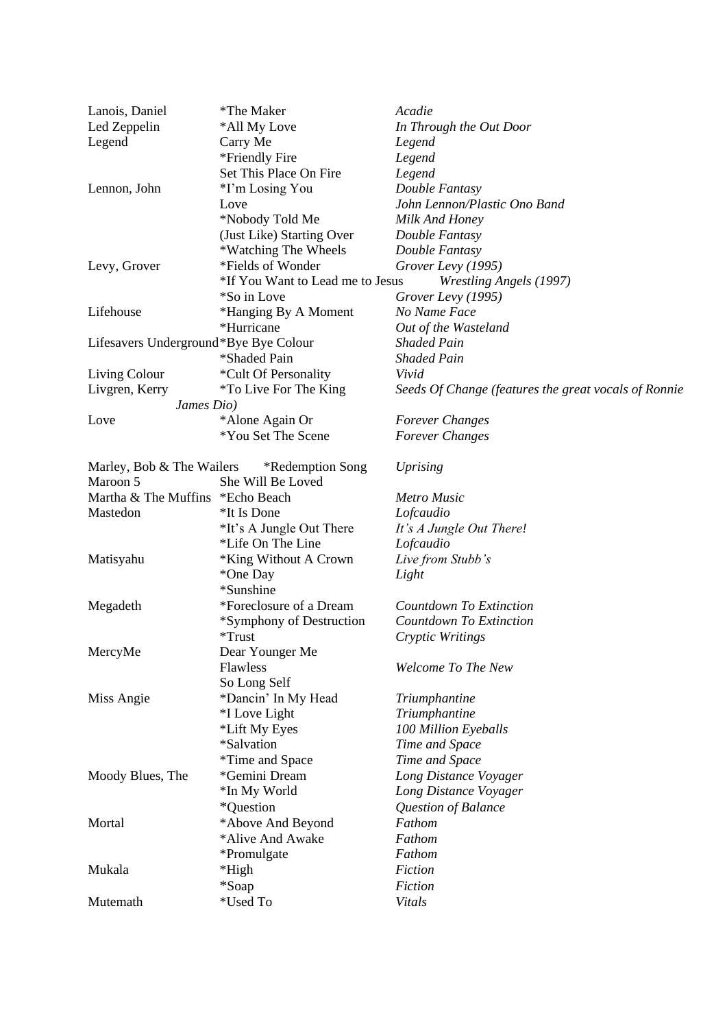| | | |
|---|---|---|
| Lanois, Daniel | *The Maker | *Acadie* |
| Led Zeppelin | *All My Love | *In Through the Out Door* |
| Legend | Carry Me | *Legend* |
| | *Friendly Fire | *Legend* |
| | Set This Place On Fire | *Legend* |
| Lennon, John | *I'm Losing You | *Double Fantasy* |
| | Love | *John Lennon/Plastic Ono Band* |
| | *Nobody Told Me | *Milk And Honey* |
| | (Just Like) Starting Over | *Double Fantasy* |
| | *Watching The Wheels | *Double Fantasy* |
| Levy, Grover | *Fields of Wonder | *Grover Levy (1995)* |
| | *If You Want to Lead me to Jesus | *Wrestling Angels (1997)* |
| | *So in Love | *Grover Levy (1995)* |
| Lifehouse | *Hanging By A Moment | *No Name Face* |
| | *Hurricane | *Out of the Wasteland* |
| Lifesavers Underground | *Bye Bye Colour | *Shaded Pain* |
| | *Shaded Pain | *Shaded Pain* |
| Living Colour | *Cult Of Personality | *Vivid* |
| Livgren, Kerry | *To Live For The King | *Seeds Of Change (features the great vocals of Ronnie James Dio)* |
| Love | *Alone Again Or | *Forever Changes* |
| | *You Set The Scene | *Forever Changes* |
| Marley, Bob & The Wailers | *Redemption Song | *Uprising* |
| Maroon 5 | She Will Be Loved | |
| Martha & The Muffins | *Echo Beach | *Metro Music* |
| Mastedon | *It Is Done | *Lofcaudio* |
| | *It's A Jungle Out There | *It's A Jungle Out There!* |
| | *Life On The Line | *Lofcaudio* |
| Matisyahu | *King Without A Crown | *Live from Stubb's* |
| | *One Day | *Light* |
| | *Sunshine | |
| Megadeth | *Foreclosure of a Dream | *Countdown To Extinction* |
| | *Symphony of Destruction | *Countdown To Extinction* |
| | *Trust | *Cryptic Writings* |
| MercyMe | Dear Younger Me | |
| | Flawless | *Welcome To The New* |
| | So Long Self | |
| Miss Angie | *Dancin' In My Head | *Triumphantine* |
| | *I Love Light | *Triumphantine* |
| | *Lift My Eyes | *100 Million Eyeballs* |
| | *Salvation | *Time and Space* |
| | *Time and Space | *Time and Space* |
| Moody Blues, The | *Gemini Dream | *Long Distance Voyager* |
| | *In My World | *Long Distance Voyager* |
| | *Question | *Question of Balance* |
| Mortal | *Above And Beyond | *Fathom* |
| | *Alive And Awake | *Fathom* |
| | *Promulgate | *Fathom* |
| Mukala | *High | *Fiction* |
| | *Soap | *Fiction* |
| Mutemath | *Used To | *Vitals* |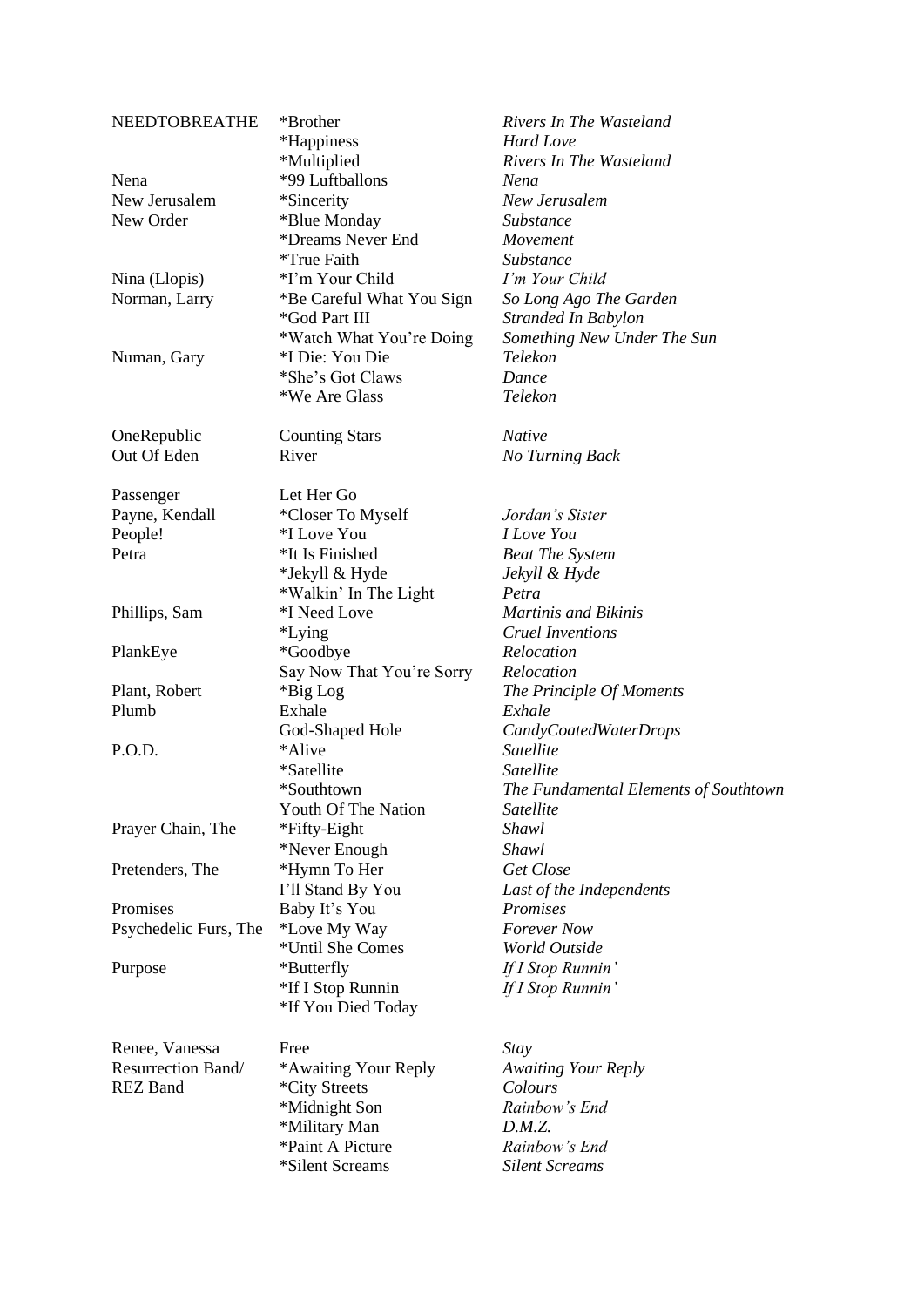| | | |
|---|---|---|
| NEEDTOBREATHE | *Brother | *Rivers In The Wasteland* |
| | *Happiness | *Hard Love* |
| | *Multiplied | *Rivers In The Wasteland* |
| Nena | *99 Luftballons | *Nena* |
| New Jerusalem | *Sincerity | *New Jerusalem* |
| New Order | *Blue Monday | *Substance* |
| | *Dreams Never End | *Movement* |
| | *True Faith | *Substance* |
| Nina (Llopis) | *I'm Your Child | *I'm Your Child* |
| Norman, Larry | *Be Careful What You Sign | *So Long Ago The Garden* |
| | *God Part III | *Stranded In Babylon* |
| | *Watch What You're Doing | *Something New Under The Sun* |
| Numan, Gary | *I Die: You Die | *Telekon* |
| | *She's Got Claws | *Dance* |
| | *We Are Glass | *Telekon* |
| | | |
| OneRepublic | Counting Stars | *Native* |
| Out Of Eden | River | *No Turning Back* |
| | | |
| Passenger | Let Her Go | |
| Payne, Kendall | *Closer To Myself | *Jordan's Sister* |
| People! | *I Love You | *I Love You* |
| Petra | *It Is Finished | *Beat The System* |
| | *Jekyll & Hyde | *Jekyll & Hyde* |
| | *Walkin' In The Light | *Petra* |
| Phillips, Sam | *I Need Love | *Martinis and Bikinis* |
| | *Lying | *Cruel Inventions* |
| PlankEye | *Goodbye | *Relocation* |
| | Say Now That You're Sorry | *Relocation* |
| Plant, Robert | *Big Log | *The Principle Of Moments* |
| Plumb | Exhale | *Exhale* |
| | God-Shaped Hole | *CandyCoatedWaterDrops* |
| P.O.D. | *Alive | *Satellite* |
| | *Satellite | *Satellite* |
| | *Southtown | *The Fundamental Elements of Southtown* |
| | Youth Of The Nation | *Satellite* |
| Prayer Chain, The | *Fifty-Eight | *Shawl* |
| | *Never Enough | *Shawl* |
| Pretenders, The | *Hymn To Her | *Get Close* |
| | I'll Stand By You | *Last of the Independents* |
| Promises | Baby It's You | *Promises* |
| Psychedelic Furs, The | *Love My Way | *Forever Now* |
| | *Until She Comes | *World Outside* |
| Purpose | *Butterfly | *If I Stop Runnin'* |
| | *If I Stop Runnin | *If I Stop Runnin'* |
| | *If You Died Today | |
| | | |
| Renee, Vanessa | Free | *Stay* |
| Resurrection Band/ REZ Band | *Awaiting Your Reply | *Awaiting Your Reply* |
| | *City Streets | *Colours* |
| | *Midnight Son | *Rainbow's End* |
| | *Military Man | *D.M.Z.* |
| | *Paint A Picture | *Rainbow's End* |
| | *Silent Screams | *Silent Screams* |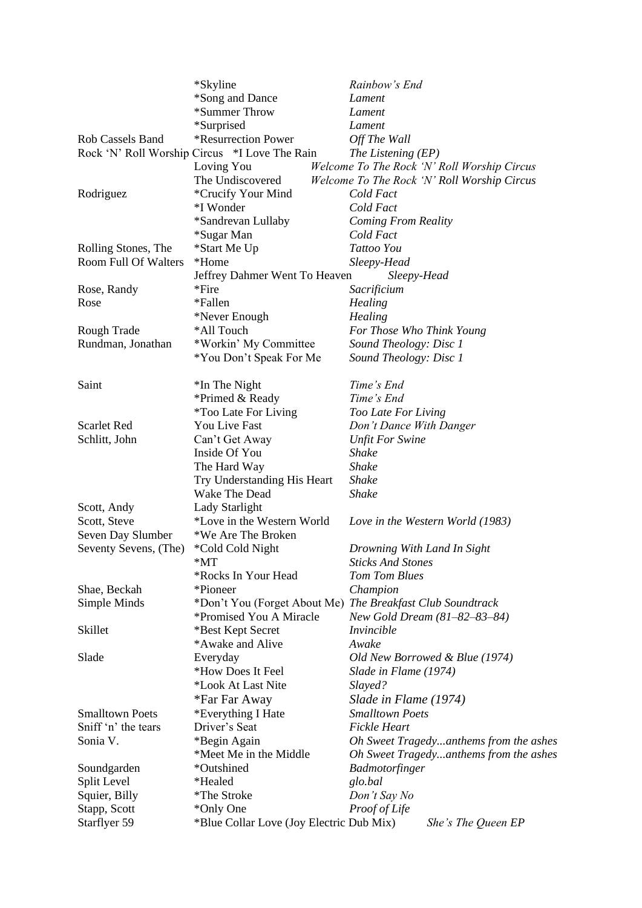| Artist | Song | Album |
|---|---|---|
| | *Skyline | *Rainbow's End* |
| | *Song and Dance | *Lament* |
| | *Summer Throw | *Lament* |
| | *Surprised | *Lament* |
| Rob Cassels Band | *Resurrection Power | *Off The Wall* |
| Rock 'N' Roll Worship Circus | *I Love The Rain | *The Listening (EP)* |
| | Loving You | *Welcome To The Rock 'N' Roll Worship Circus* |
| | The Undiscovered | *Welcome To The Rock 'N' Roll Worship Circus* |
| Rodriguez | *Crucify Your Mind | *Cold Fact* |
| | *I Wonder | *Cold Fact* |
| | *Sandrevan Lullaby | *Coming From Reality* |
| | *Sugar Man | *Cold Fact* |
| Rolling Stones, The | *Start Me Up | *Tattoo You* |
| Room Full Of Walters | *Home | *Sleepy-Head* |
| | Jeffrey Dahmer Went To Heaven | *Sleepy-Head* |
| Rose, Randy | *Fire | *Sacrificium* |
| Rose | *Fallen | *Healing* |
| | *Never Enough | *Healing* |
| Rough Trade | *All Touch | *For Those Who Think Young* |
| Rundman, Jonathan | *Workin' My Committee | *Sound Theology: Disc 1* |
| | *You Don't Speak For Me | *Sound Theology: Disc 1* |
| Saint | *In The Night | *Time's End* |
| | *Primed & Ready | *Time's End* |
| | *Too Late For Living | *Too Late For Living* |
| Scarlet Red | You Live Fast | *Don't Dance With Danger* |
| Schlitt, John | Can't Get Away | *Unfit For Swine* |
| | Inside Of You | *Shake* |
| | The Hard Way | *Shake* |
| | Try Understanding His Heart | *Shake* |
| | Wake The Dead | *Shake* |
| Scott, Andy | Lady Starlight | |
| Scott, Steve | *Love in the Western World | *Love in the Western World (1983)* |
| Seven Day Slumber | *We Are The Broken | |
| Seventy Sevens, (The) | *Cold Cold Night | *Drowning With Land In Sight* |
| | *MT | *Sticks And Stones* |
| | *Rocks In Your Head | *Tom Tom Blues* |
| Shae, Beckah | *Pioneer | *Champion* |
| Simple Minds | *Don't You (Forget About Me) | *The Breakfast Club Soundtrack* |
| | *Promised You A Miracle | *New Gold Dream (81–82–83–84)* |
| Skillet | *Best Kept Secret | *Invincible* |
| | *Awake and Alive | *Awake* |
| Slade | Everyday | *Old New Borrowed & Blue (1974)* |
| | *How Does It Feel | *Slade in Flame (1974)* |
| | *Look At Last Nite | *Slayed?* |
| | *Far Far Away | *Slade in Flame (1974)* |
| Smalltown Poets | *Everything I Hate | *Smalltown Poets* |
| Sniff 'n' the tears | Driver's Seat | *Fickle Heart* |
| Sonia V. | *Begin Again | *Oh Sweet Tragedy...anthems from the ashes* |
| | *Meet Me in the Middle | *Oh Sweet Tragedy...anthems from the ashes* |
| Soundgarden | *Outshined | *Badmotorfinger* |
| Split Level | *Healed | *glo.bal* |
| Squier, Billy | *The Stroke | *Don't Say No* |
| Stapp, Scott | *Only One | *Proof of Life* |
| Starflyer 59 | *Blue Collar Love (Joy Electric Dub Mix) | *She's The Queen EP* |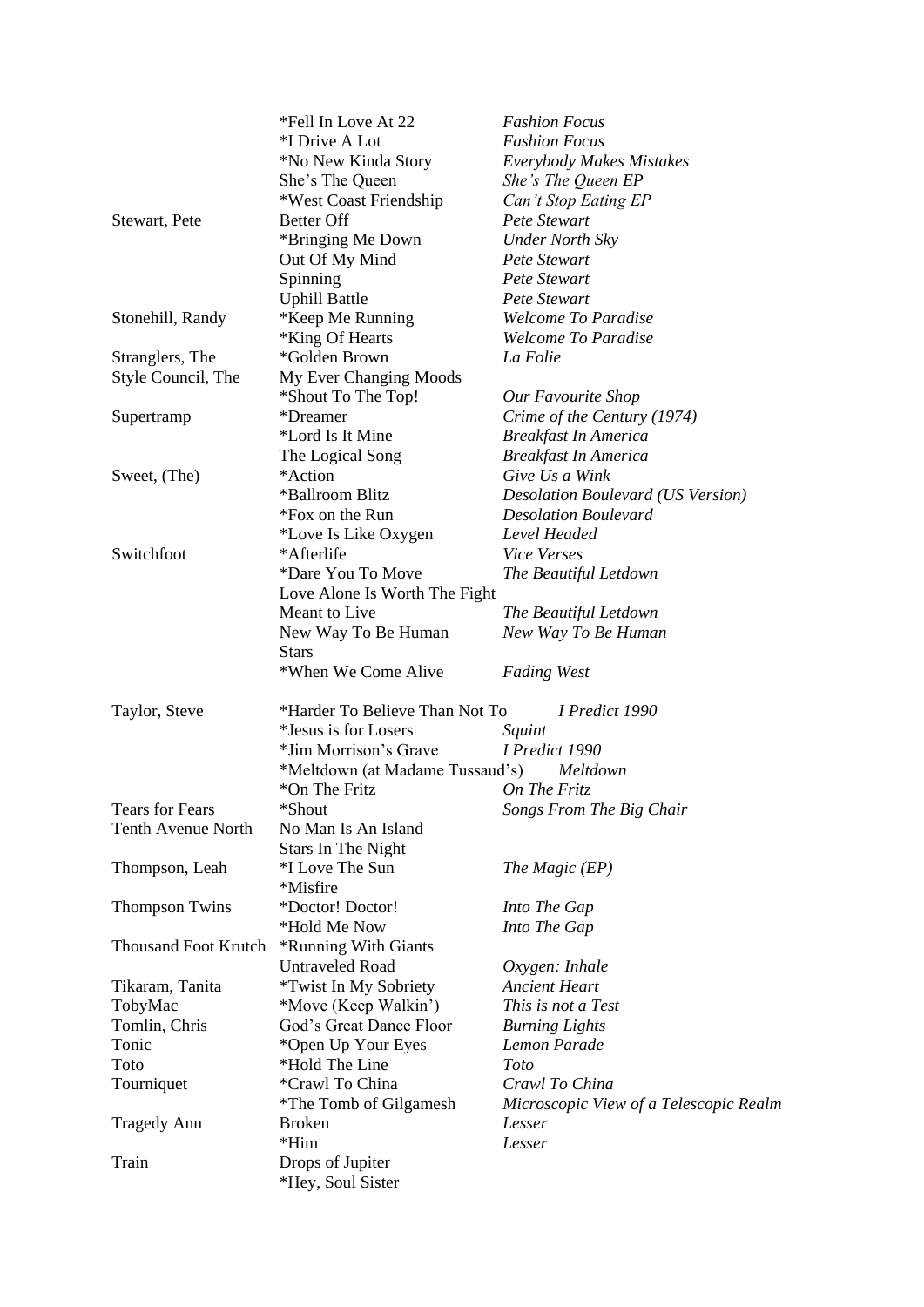| | | |
|---|---|---|
| | *Fell In Love At 22 | *Fashion Focus* |
| | *I Drive A Lot | *Fashion Focus* |
| | *No New Kinda Story | *Everybody Makes Mistakes* |
| | She's The Queen | *She's The Queen EP* |
| | *West Coast Friendship | *Can't Stop Eating EP* |
| Stewart, Pete | Better Off | *Pete Stewart* |
| | *Bringing Me Down | *Under North Sky* |
| | Out Of My Mind | *Pete Stewart* |
| | Spinning | *Pete Stewart* |
| | Uphill Battle | *Pete Stewart* |
| Stonehill, Randy | *Keep Me Running | *Welcome To Paradise* |
| | *King Of Hearts | *Welcome To Paradise* |
| Stranglers, The | *Golden Brown | *La Folie* |
| Style Council, The | My Ever Changing Moods | |
| | *Shout To The Top! | *Our Favourite Shop* |
| Supertramp | *Dreamer | *Crime of the Century (1974)* |
| | *Lord Is It Mine | *Breakfast In America* |
| | The Logical Song | *Breakfast In America* |
| Sweet, (The) | *Action | *Give Us a Wink* |
| | *Ballroom Blitz | *Desolation Boulevard (US Version)* |
| | *Fox on the Run | *Desolation Boulevard* |
| | *Love Is Like Oxygen | *Level Headed* |
| Switchfoot | *Afterlife | *Vice Verses* |
| | *Dare You To Move | *The Beautiful Letdown* |
| | Love Alone Is Worth The Fight | |
| | Meant to Live | *The Beautiful Letdown* |
| | New Way To Be Human | *New Way To Be Human* |
| | Stars | |
| | *When We Come Alive | *Fading West* |
| Taylor, Steve | *Harder To Believe Than Not To | *I Predict 1990* |
| | *Jesus is for Losers | *Squint* |
| | *Jim Morrison's Grave | *I Predict 1990* |
| | *Meltdown (at Madame Tussaud's) | *Meltdown* |
| | *On The Fritz | *On The Fritz* |
| Tears for Fears | *Shout | *Songs From The Big Chair* |
| Tenth Avenue North | No Man Is An Island | |
| | Stars In The Night | |
| Thompson, Leah | *I Love The Sun | *The Magic (EP)* |
| | *Misfire | |
| Thompson Twins | *Doctor! Doctor! | *Into The Gap* |
| | *Hold Me Now | *Into The Gap* |
| Thousand Foot Krutch | *Running With Giants | |
| | Untraveled Road | *Oxygen: Inhale* |
| Tikaram, Tanita | *Twist In My Sobriety | *Ancient Heart* |
| TobyMac | *Move (Keep Walkin') | *This is not a Test* |
| Tomlin, Chris | God's Great Dance Floor | *Burning Lights* |
| Tonic | *Open Up Your Eyes | *Lemon Parade* |
| Toto | *Hold The Line | *Toto* |
| Tourniquet | *Crawl To China | *Crawl To China* |
| | *The Tomb of Gilgamesh | *Microscopic View of a Telescopic Realm* |
| Tragedy Ann | Broken | *Lesser* |
| | *Him | *Lesser* |
| Train | Drops of Jupiter | |
| | *Hey, Soul Sister | |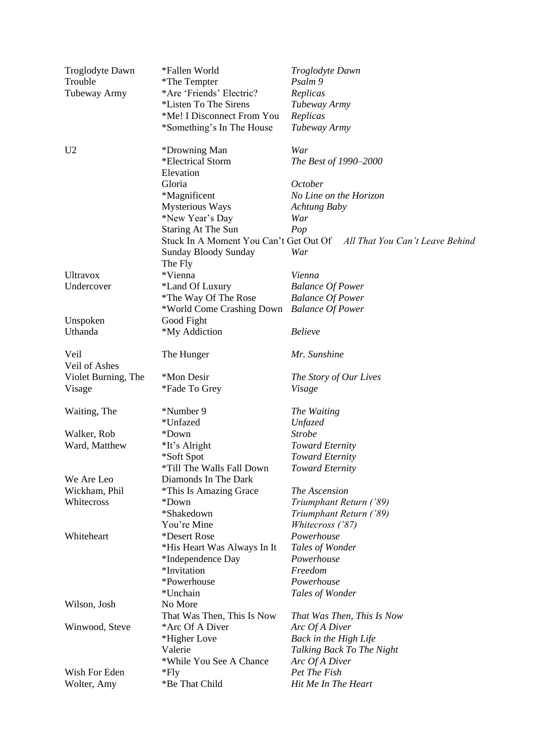| | | |
|---|---|---|
| Troglodyte Dawn | *Fallen World | *Troglodyte Dawn* |
| Trouble | *The Tempter | *Psalm 9* |
| Tubeway Army | *Are 'Friends' Electric? | *Replicas* |
| | *Listen To The Sirens | *Tubeway Army* |
| | *Me! I Disconnect From You | *Replicas* |
| | *Something's In The House | *Tubeway Army* |
| | | |
| U2 | *Drowning Man | *War* |
| | *Electrical Storm | *The Best of 1990–2000* |
| | Elevation | |
| | Gloria | *October* |
| | *Magnificent | *No Line on the Horizon* |
| | Mysterious Ways | *Achtung Baby* |
| | *New Year's Day | *War* |
| | Staring At The Sun | *Pop* |
| | Stuck In A Moment You Can't Get Out Of | *All That You Can't Leave Behind* |
| | Sunday Bloody Sunday | *War* |
| | The Fly | |
| Ultravox | *Vienna | *Vienna* |
| Undercover | *Land Of Luxury | *Balance Of Power* |
| | *The Way Of The Rose | *Balance Of Power* |
| | *World Come Crashing Down | *Balance Of Power* |
| Unspoken | Good Fight | |
| Uthanda | *My Addiction | *Believe* |
| | | |
| Veil | The Hunger | *Mr. Sunshine* |
| Veil of Ashes | | |
| Violet Burning, The | *Mon Desir | *The Story of Our Lives* |
| Visage | *Fade To Grey | *Visage* |
| | | |
| Waiting, The | *Number 9 | *The Waiting* |
| | *Unfazed | *Unfazed* |
| Walker, Rob | *Down | *Strobe* |
| Ward, Matthew | *It's Alright | *Toward Eternity* |
| | *Soft Spot | *Toward Eternity* |
| | *Till The Walls Fall Down | *Toward Eternity* |
| We Are Leo | Diamonds In The Dark | |
| Wickham, Phil | *This Is Amazing Grace | *The Ascension* |
| Whitecross | *Down | *Triumphant Return ('89)* |
| | *Shakedown | *Triumphant Return ('89)* |
| | You're Mine | *Whitecross ('87)* |
| Whiteheart | *Desert Rose | *Powerhouse* |
| | *His Heart Was Always In It | *Tales of Wonder* |
| | *Independence Day | *Powerhouse* |
| | *Invitation | *Freedom* |
| | *Powerhouse | *Powerhouse* |
| | *Unchain | *Tales of Wonder* |
| Wilson, Josh | No More | |
| | That Was Then, This Is Now | *That Was Then, This Is Now* |
| Winwood, Steve | *Arc Of A Diver | *Arc Of A Diver* |
| | *Higher Love | *Back in the High Life* |
| | Valerie | *Talking Back To The Night* |
| | *While You See A Chance | *Arc Of A Diver* |
| Wish For Eden | *Fly | *Pet The Fish* |
| Wolter, Amy | *Be That Child | *Hit Me In The Heart* |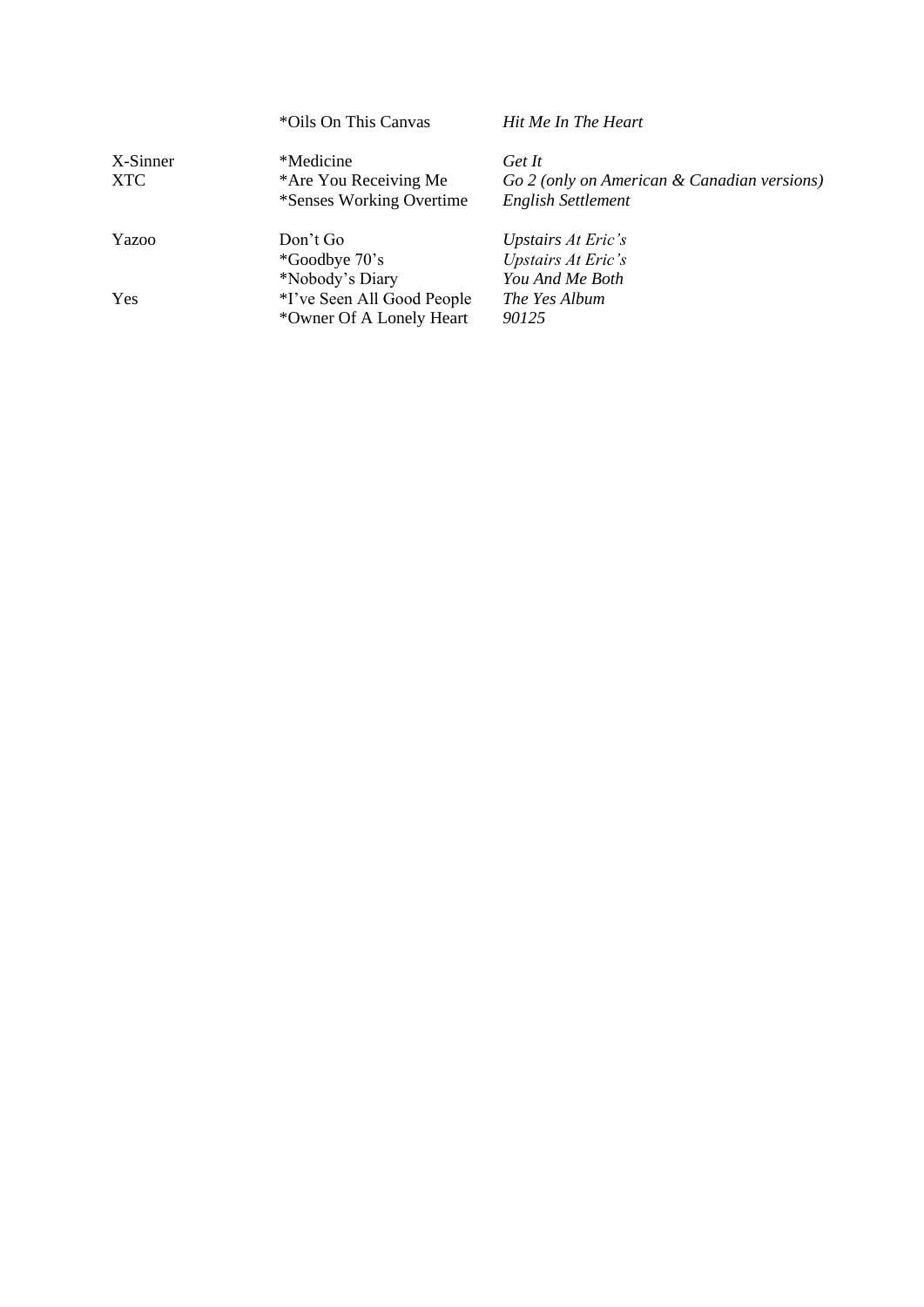| | | |
|---|---|---|
| | *Oils On This Canvas | *Hit Me In The Heart* |
| X-Sinner | *Medicine | *Get It* |
| XTC | *Are You Receiving Me | *Go 2 (only on American & Canadian versions)* |
| | *Senses Working Overtime | *English Settlement* |
| Yazoo | Don't Go | *Upstairs At Eric's* |
| | *Goodbye 70's | *Upstairs At Eric's* |
| | *Nobody's Diary | *You And Me Both* |
| Yes | *I've Seen All Good People | *The Yes Album* |
| | *Owner Of A Lonely Heart | *90125* |